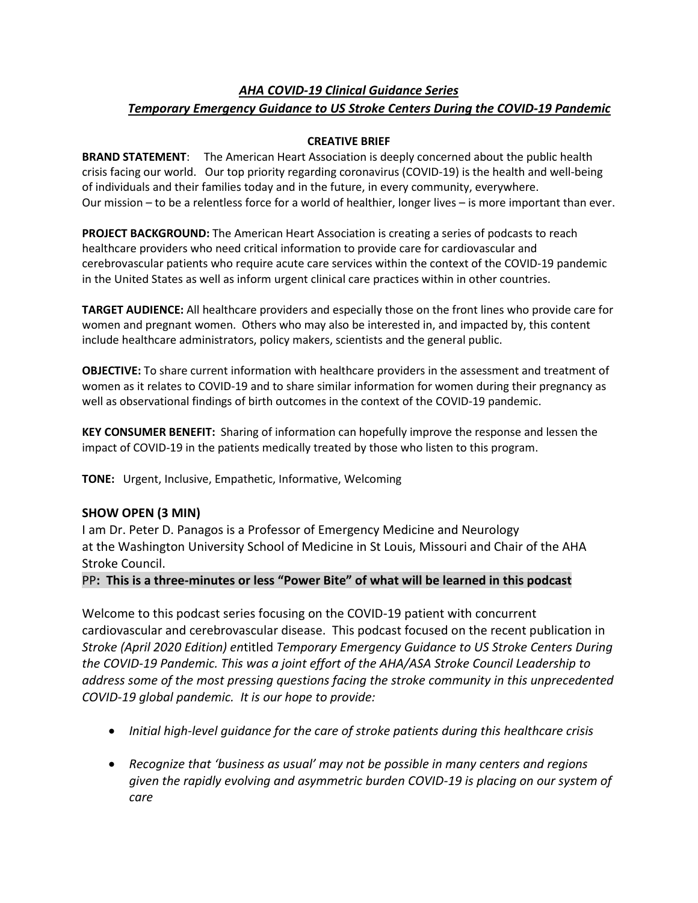## *AHA COVID-19 Clinical Guidance Series*
## *Temporary Emergency Guidance to US Stroke Centers During the COVID-19 Pandemic*

**CREATIVE BRIEF**

**BRAND STATEMENT**: The American Heart Association is deeply concerned about the public health crisis facing our world. Our top priority regarding coronavirus (COVID-19) is the health and well-being of individuals and their families today and in the future, in every community, everywhere. Our mission – to be a relentless force for a world of healthier, longer lives – is more important than ever.

**PROJECT BACKGROUND:** The American Heart Association is creating a series of podcasts to reach healthcare providers who need critical information to provide care for cardiovascular and cerebrovascular patients who require acute care services within the context of the COVID-19 pandemic in the United States as well as inform urgent clinical care practices within in other countries.

**TARGET AUDIENCE:** All healthcare providers and especially those on the front lines who provide care for women and pregnant women. Others who may also be interested in, and impacted by, this content include healthcare administrators, policy makers, scientists and the general public.

**OBJECTIVE:** To share current information with healthcare providers in the assessment and treatment of women as it relates to COVID-19 and to share similar information for women during their pregnancy as well as observational findings of birth outcomes in the context of the COVID-19 pandemic.

**KEY CONSUMER BENEFIT:** Sharing of information can hopefully improve the response and lessen the impact of COVID-19 in the patients medically treated by those who listen to this program.

**TONE:** Urgent, Inclusive, Empathetic, Informative, Welcoming

### SHOW OPEN (3 MIN)

I am Dr. Peter D. Panagos is a Professor of Emergency Medicine and Neurology at the Washington University School of Medicine in St Louis, Missouri and Chair of the AHA Stroke Council.

PP**: This is a three-minutes or less "Power Bite" of what will be learned in this podcast**

Welcome to this podcast series focusing on the COVID-19 patient with concurrent cardiovascular and cerebrovascular disease. This podcast focused on the recent publication in *Stroke (April 2020 Edition) en*titled *Temporary Emergency Guidance to US Stroke Centers During the COVID-19 Pandemic. This was a joint effort of the AHA/ASA Stroke Council Leadership to address some of the most pressing questions facing the stroke community in this unprecedented COVID-19 global pandemic. It is our hope to provide:*

- *Initial high-level guidance for the care of stroke patients during this healthcare crisis*
- *Recognize that 'business as usual' may not be possible in many centers and regions given the rapidly evolving and asymmetric burden COVID-19 is placing on our system of care*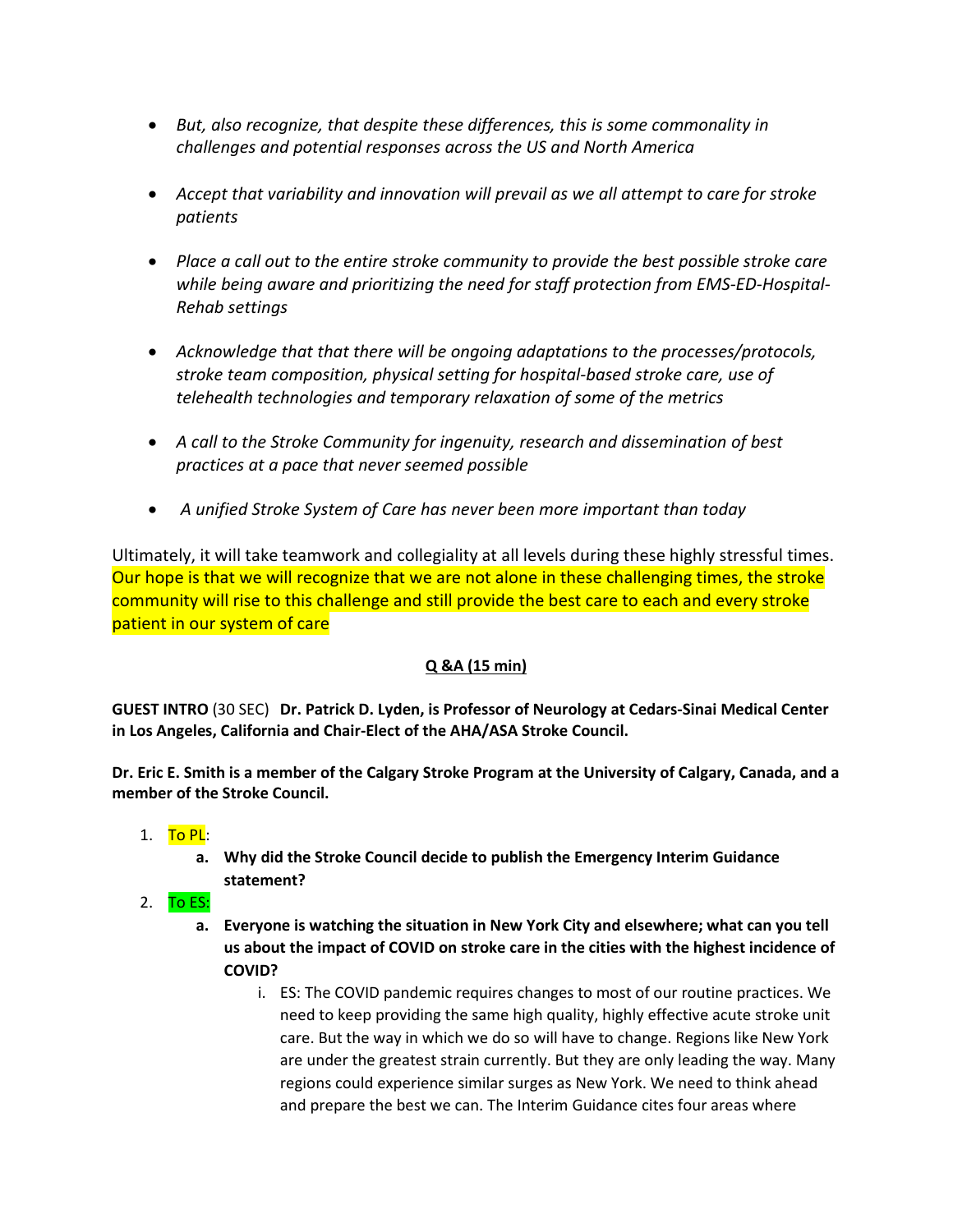- *But, also recognize, that despite these differences, this is some commonality in challenges and potential responses across the US and North America*

- *Accept that variability and innovation will prevail as we all attempt to care for stroke patients*

- *Place a call out to the entire stroke community to provide the best possible stroke care while being aware and prioritizing the need for staff protection from EMS-ED-Hospital-Rehab settings*

- *Acknowledge that that there will be ongoing adaptations to the processes/protocols, stroke team composition, physical setting for hospital-based stroke care, use of telehealth technologies and temporary relaxation of some of the metrics*

- *A call to the Stroke Community for ingenuity, research and dissemination of best practices at a pace that never seemed possible*

- *A unified Stroke System of Care has never been more important than today*

Ultimately, it will take teamwork and collegiality at all levels during these highly stressful times. Our hope is that we will recognize that we are not alone in these challenging times, the stroke community will rise to this challenge and still provide the best care to each and every stroke patient in our system of care

<u>**Q &A (15 min)**</u>

**GUEST INTRO** (30 SEC) **Dr. Patrick D. Lyden, is Professor of Neurology at Cedars-Sinai Medical Center in Los Angeles, California and Chair-Elect of the AHA/ASA Stroke Council.**

**Dr. Eric E. Smith is a member of the Calgary Stroke Program at the University of Calgary, Canada, and a member of the Stroke Council.**

1. To PL:
   a. **Why did the Stroke Council decide to publish the Emergency Interim Guidance statement?**
2. To ES:
   a. **Everyone is watching the situation in New York City and elsewhere; what can you tell us about the impact of COVID on stroke care in the cities with the highest incidence of COVID?**
      i. ES: The COVID pandemic requires changes to most of our routine practices. We need to keep providing the same high quality, highly effective acute stroke unit care. But the way in which we do so will have to change. Regions like New York are under the greatest strain currently. But they are only leading the way. Many regions could experience similar surges as New York. We need to think ahead and prepare the best we can. The Interim Guidance cites four areas where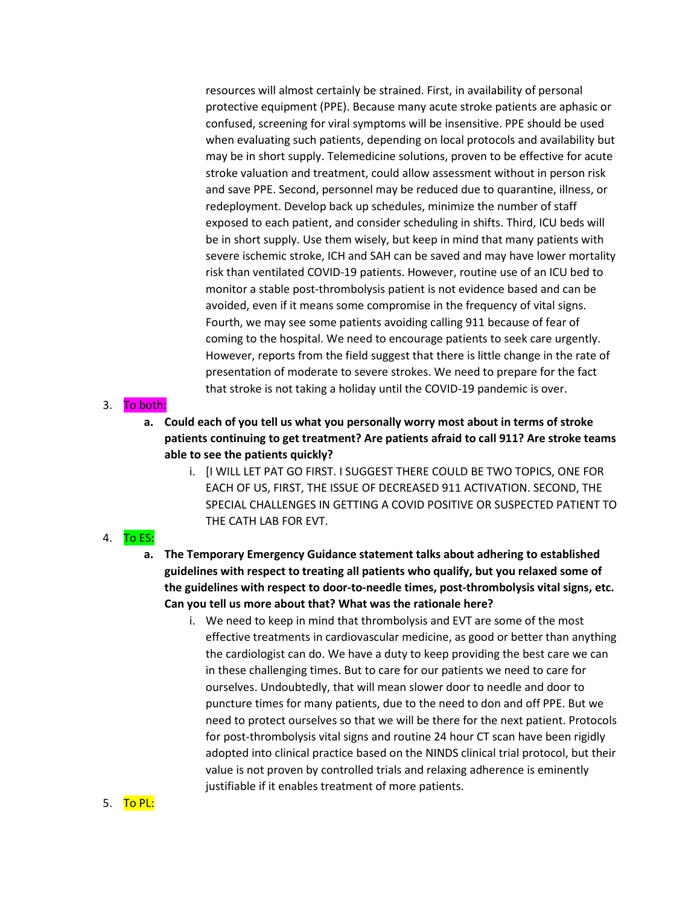resources will almost certainly be strained. First, in availability of personal protective equipment (PPE). Because many acute stroke patients are aphasic or confused, screening for viral symptoms will be insensitive. PPE should be used when evaluating such patients, depending on local protocols and availability but may be in short supply. Telemedicine solutions, proven to be effective for acute stroke valuation and treatment, could allow assessment without in person risk and save PPE. Second, personnel may be reduced due to quarantine, illness, or redeployment. Develop back up schedules, minimize the number of staff exposed to each patient, and consider scheduling in shifts. Third, ICU beds will be in short supply. Use them wisely, but keep in mind that many patients with severe ischemic stroke, ICH and SAH can be saved and may have lower mortality risk than ventilated COVID-19 patients. However, routine use of an ICU bed to monitor a stable post-thrombolysis patient is not evidence based and can be avoided, even if it means some compromise in the frequency of vital signs. Fourth, we may see some patients avoiding calling 911 because of fear of coming to the hospital. We need to encourage patients to seek care urgently. However, reports from the field suggest that there is little change in the rate of presentation of moderate to severe strokes. We need to prepare for the fact that stroke is not taking a holiday until the COVID-19 pandemic is over.

3. To both:
   a. **Could each of you tell us what you personally worry most about in terms of stroke patients continuing to get treatment? Are patients afraid to call 911? Are stroke teams able to see the patients quickly?**
      i. [I WILL LET PAT GO FIRST. I SUGGEST THERE COULD BE TWO TOPICS, ONE FOR EACH OF US, FIRST, THE ISSUE OF DECREASED 911 ACTIVATION. SECOND, THE SPECIAL CHALLENGES IN GETTING A COVID POSITIVE OR SUSPECTED PATIENT TO THE CATH LAB FOR EVT.

4. To ES:
   a. **The Temporary Emergency Guidance statement talks about adhering to established guidelines with respect to treating all patients who qualify, but you relaxed some of the guidelines with respect to door-to-needle times, post-thrombolysis vital signs, etc. Can you tell us more about that? What was the rationale here?**
      i. We need to keep in mind that thrombolysis and EVT are some of the most effective treatments in cardiovascular medicine, as good or better than anything the cardiologist can do. We have a duty to keep providing the best care we can in these challenging times. But to care for our patients we need to care for ourselves. Undoubtedly, that will mean slower door to needle and door to puncture times for many patients, due to the need to don and off PPE. But we need to protect ourselves so that we will be there for the next patient. Protocols for post-thrombolysis vital signs and routine 24 hour CT scan have been rigidly adopted into clinical practice based on the NINDS clinical trial protocol, but their value is not proven by controlled trials and relaxing adherence is eminently justifiable if it enables treatment of more patients.

5. To PL: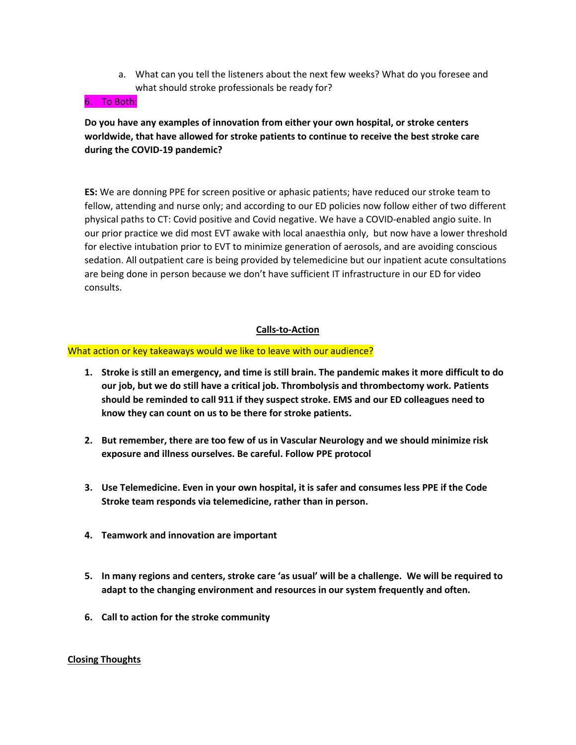a. What can you tell the listeners about the next few weeks? What do you foresee and what should stroke professionals be ready for?

6. To Both:

**Do you have any examples of innovation from either your own hospital, or stroke centers worldwide, that have allowed for stroke patients to continue to receive the best stroke care during the COVID-19 pandemic?**

**ES:** We are donning PPE for screen positive or aphasic patients; have reduced our stroke team to fellow, attending and nurse only; and according to our ED policies now follow either of two different physical paths to CT: Covid positive and Covid negative. We have a COVID-enabled angio suite. In our prior practice we did most EVT awake with local anaesthia only, but now have a lower threshold for elective intubation prior to EVT to minimize generation of aerosols, and are avoiding conscious sedation. All outpatient care is being provided by telemedicine but our inpatient acute consultations are being done in person because we don't have sufficient IT infrastructure in our ED for video consults.

## Calls-to-Action

What action or key takeaways would we like to leave with our audience?

1. **Stroke is still an emergency, and time is still brain. The pandemic makes it more difficult to do our job, but we do still have a critical job. Thrombolysis and thrombectomy work. Patients should be reminded to call 911 if they suspect stroke. EMS and our ED colleagues need to know they can count on us to be there for stroke patients.**

2. **But remember, there are too few of us in Vascular Neurology and we should minimize risk exposure and illness ourselves. Be careful. Follow PPE protocol**

3. **Use Telemedicine. Even in your own hospital, it is safer and consumes less PPE if the Code Stroke team responds via telemedicine, rather than in person.**

4. **Teamwork and innovation are important**

5. **In many regions and centers, stroke care 'as usual' will be a challenge. We will be required to adapt to the changing environment and resources in our system frequently and often.**

6. **Call to action for the stroke community**

## Closing Thoughts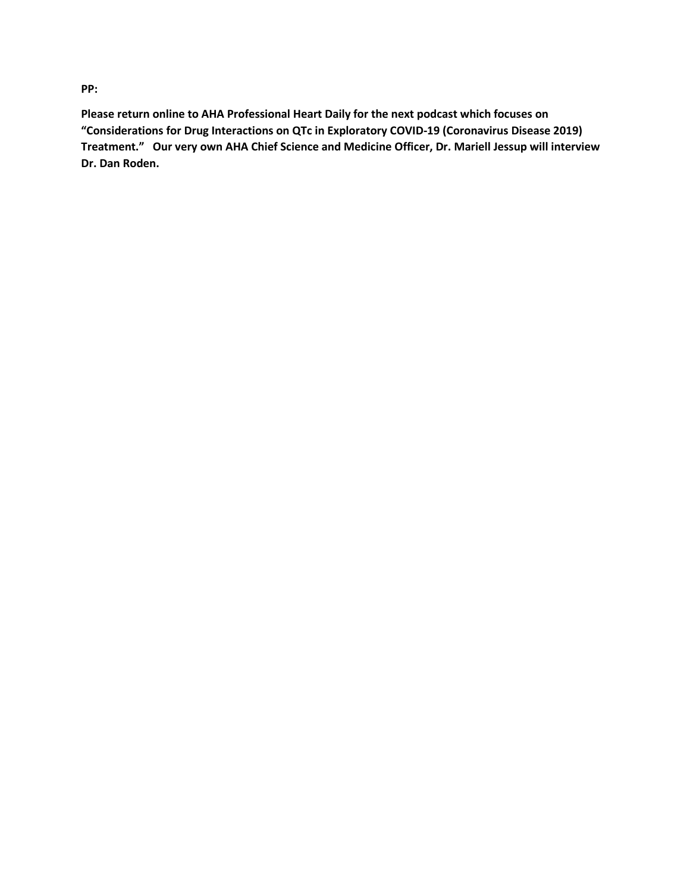**PP:**

**Please return online to AHA Professional Heart Daily for the next podcast which focuses on "Considerations for Drug Interactions on QTc in Exploratory COVID-19 (Coronavirus Disease 2019) Treatment." Our very own AHA Chief Science and Medicine Officer, Dr. Mariell Jessup will interview Dr. Dan Roden.**